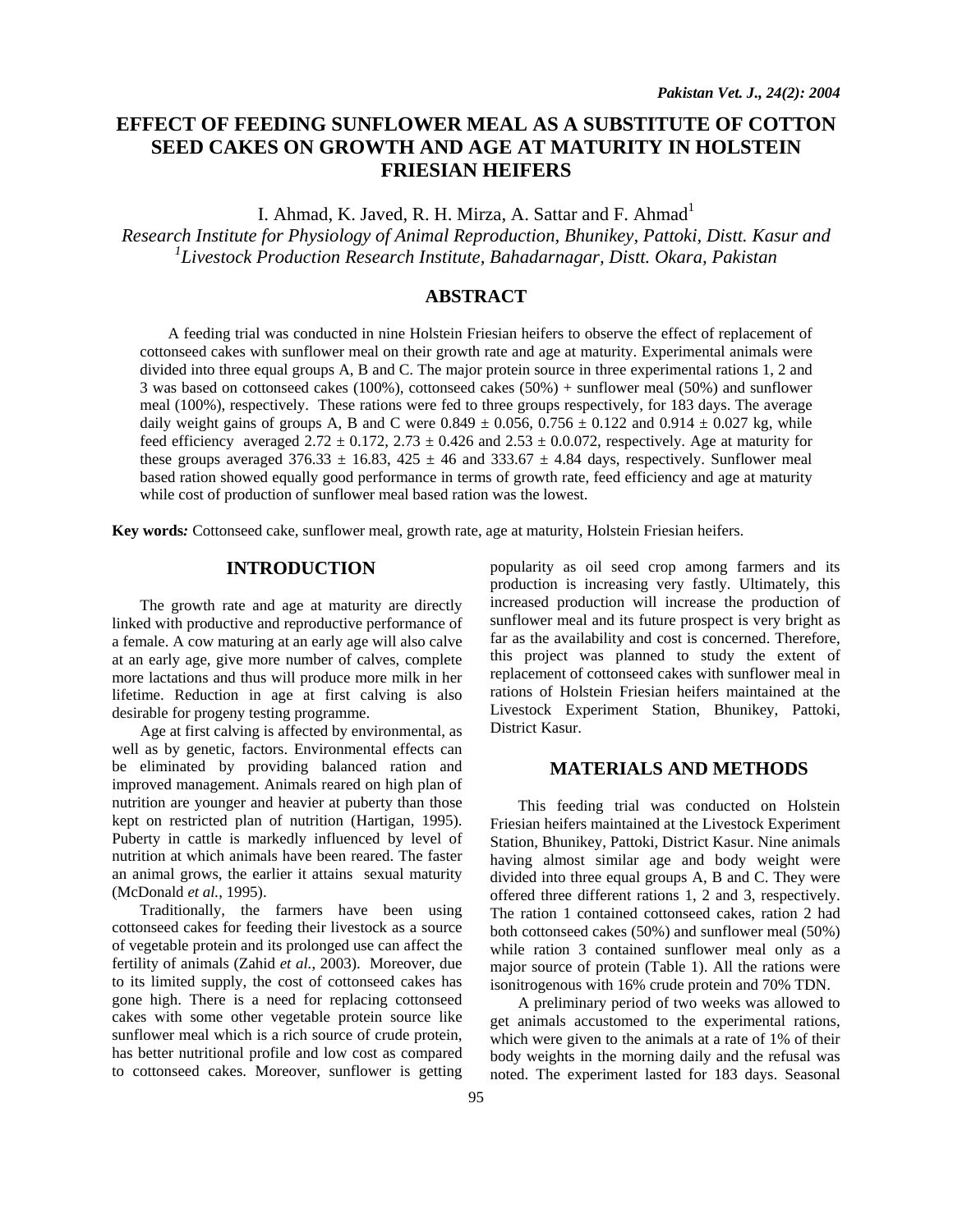# EFFECT OF FEEDING SUNFLOWER MEAL AS A SUBSTITUTE OF COTTON SEED CAKES ON GROWTH AND AGE AT MATURITY IN HOLSTEIN FRIESIAN HEIFERS

I. Ahmad, K. Javed, R. H. Mirza, A. Sattar and F. Ahmad[1]

*Research Institute for Physiology of Animal Reproduction, Bhunikey, Pattoki, Distt. Kasur and [1]Livestock Production Research Institute, Bahadarnagar, Distt. Okara, Pakistan*

## ABSTRACT

A feeding trial was conducted in nine Holstein Friesian heifers to observe the effect of replacement of cottonseed cakes with sunflower meal on their growth rate and age at maturity. Experimental animals were divided into three equal groups A, B and C. The major protein source in three experimental rations 1, 2 and 3 was based on cottonseed cakes (100%), cottonseed cakes (50%) + sunflower meal (50%) and sunflower meal (100%), respectively. These rations were fed to three groups respectively, for 183 days. The average daily weight gains of groups A, B and C were 0.849 ± 0.056, 0.756 ± 0.122 and 0.914 ± 0.027 kg, while feed efficiency averaged 2.72 ± 0.172, 2.73 ± 0.426 and 2.53 ± 0.0.072, respectively. Age at maturity for these groups averaged 376.33 ± 16.83, 425 ± 46 and 333.67 ± 4.84 days, respectively. Sunflower meal based ration showed equally good performance in terms of growth rate, feed efficiency and age at maturity while cost of production of sunflower meal based ration was the lowest.

**Key words:** Cottonseed cake, sunflower meal, growth rate, age at maturity, Holstein Friesian heifers.

## INTRODUCTION

The growth rate and age at maturity are directly linked with productive and reproductive performance of a female. A cow maturing at an early age will also calve at an early age, give more number of calves, complete more lactations and thus will produce more milk in her lifetime. Reduction in age at first calving is also desirable for progeny testing programme.

Age at first calving is affected by environmental, as well as by genetic, factors. Environmental effects can be eliminated by providing balanced ration and improved management. Animals reared on high plan of nutrition are younger and heavier at puberty than those kept on restricted plan of nutrition (Hartigan, 1995). Puberty in cattle is markedly influenced by level of nutrition at which animals have been reared. The faster an animal grows, the earlier it attains sexual maturity (McDonald *et al.*, 1995).

Traditionally, the farmers have been using cottonseed cakes for feeding their livestock as a source of vegetable protein and its prolonged use can affect the fertility of animals (Zahid *et al.*, 2003). Moreover, due to its limited supply, the cost of cottonseed cakes has gone high. There is a need for replacing cottonseed cakes with some other vegetable protein source like sunflower meal which is a rich source of crude protein, has better nutritional profile and low cost as compared to cottonseed cakes. Moreover, sunflower is getting popularity as oil seed crop among farmers and its production is increasing very fastly. Ultimately, this increased production will increase the production of sunflower meal and its future prospect is very bright as far as the availability and cost is concerned. Therefore, this project was planned to study the extent of replacement of cottonseed cakes with sunflower meal in rations of Holstein Friesian heifers maintained at the Livestock Experiment Station, Bhunikey, Pattoki, District Kasur.

## MATERIALS AND METHODS

This feeding trial was conducted on Holstein Friesian heifers maintained at the Livestock Experiment Station, Bhunikey, Pattoki, District Kasur. Nine animals having almost similar age and body weight were divided into three equal groups A, B and C. They were offered three different rations 1, 2 and 3, respectively. The ration 1 contained cottonseed cakes, ration 2 had both cottonseed cakes (50%) and sunflower meal (50%) while ration 3 contained sunflower meal only as a major source of protein (Table 1). All the rations were isonitrogenous with 16% crude protein and 70% TDN.

A preliminary period of two weeks was allowed to get animals accustomed to the experimental rations, which were given to the animals at a rate of 1% of their body weights in the morning daily and the refusal was noted. The experiment lasted for 183 days. Seasonal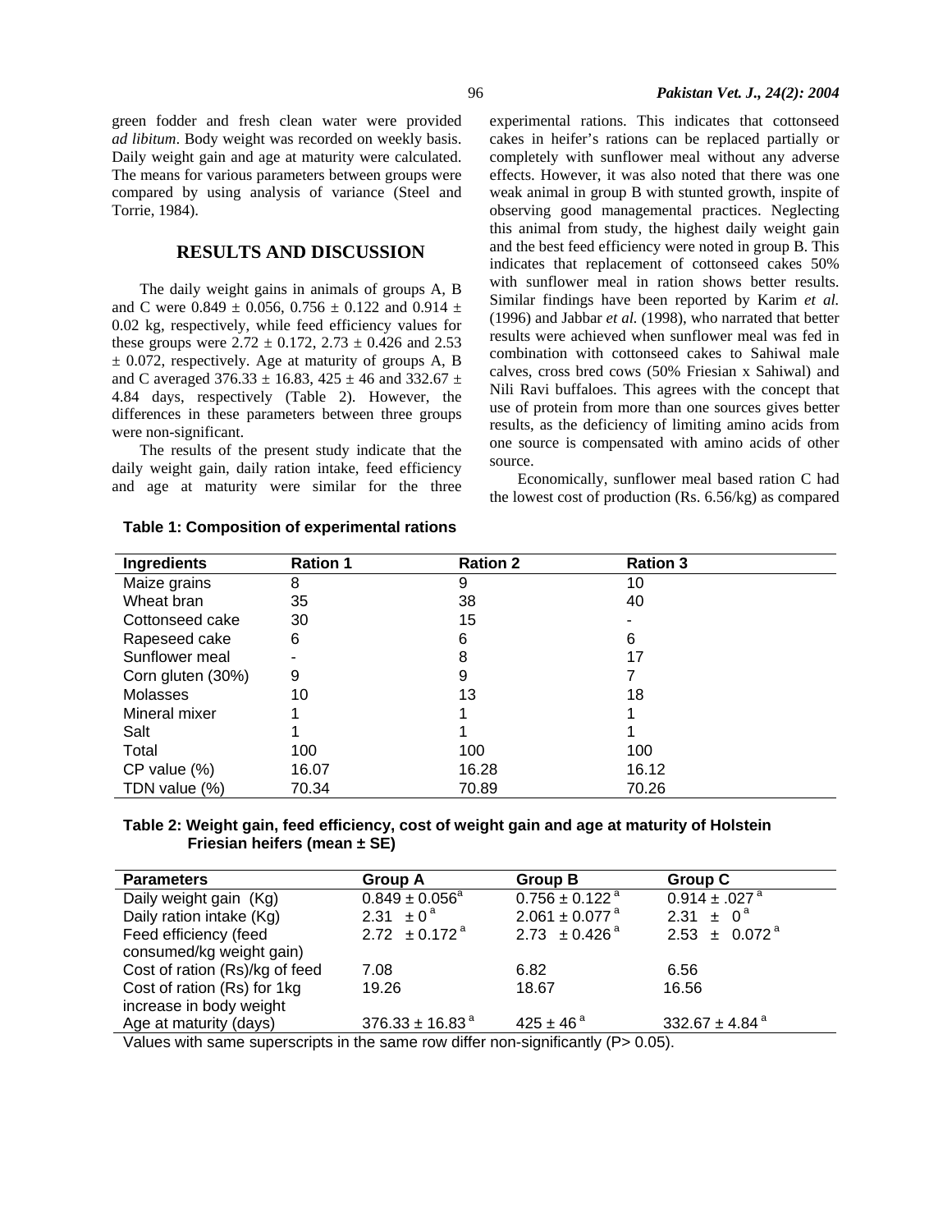green fodder and fresh clean water were provided *ad libitum*. Body weight was recorded on weekly basis. Daily weight gain and age at maturity were calculated. The means for various parameters between groups were compared by using analysis of variance (Steel and Torrie, 1984).

## RESULTS AND DISCUSSION

The daily weight gains in animals of groups A, B and C were 0.849 ± 0.056, 0.756 ± 0.122 and 0.914 ± 0.02 kg, respectively, while feed efficiency values for these groups were 2.72 ± 0.172, 2.73 ± 0.426 and 2.53 ± 0.072, respectively. Age at maturity of groups A, B and C averaged 376.33 ± 16.83, 425 ± 46 and 332.67 ± 4.84 days, respectively (Table 2). However, the differences in these parameters between three groups were non-significant.

The results of the present study indicate that the daily weight gain, daily ration intake, feed efficiency and age at maturity were similar for the three experimental rations. This indicates that cottonseed cakes in heifer's rations can be replaced partially or completely with sunflower meal without any adverse effects. However, it was also noted that there was one weak animal in group B with stunted growth, inspite of observing good managemental practices. Neglecting this animal from study, the highest daily weight gain and the best feed efficiency were noted in group B. This indicates that replacement of cottonseed cakes 50% with sunflower meal in ration shows better results. Similar findings have been reported by Karim *et al.* (1996) and Jabbar *et al.* (1998), who narrated that better results were achieved when sunflower meal was fed in combination with cottonseed cakes to Sahiwal male calves, cross bred cows (50% Friesian x Sahiwal) and Nili Ravi buffaloes. This agrees with the concept that use of protein from more than one sources gives better results, as the deficiency of limiting amino acids from one source is compensated with amino acids of other source.

Economically, sunflower meal based ration C had the lowest cost of production (Rs. 6.56/kg) as compared

**Table 1: Composition of experimental rations**

| Ingredients | Ration 1 | Ration 2 | Ration 3 |
|---|---|---|---|
| Maize grains | 8 | 9 | 10 |
| Wheat bran | 35 | 38 | 40 |
| Cottonseed cake | 30 | 15 | - |
| Rapeseed cake | 6 | 6 | 6 |
| Sunflower meal | - | 8 | 17 |
| Corn gluten (30%) | 9 | 9 | 7 |
| Molasses | 10 | 13 | 18 |
| Mineral mixer | 1 | 1 | 1 |
| Salt | 1 | 1 | 1 |
| Total | 100 | 100 | 100 |
| CP value (%) | 16.07 | 16.28 | 16.12 |
| TDN value (%) | 70.34 | 70.89 | 70.26 |

**Table 2: Weight gain, feed efficiency, cost of weight gain and age at maturity of Holstein Friesian heifers (mean ± SE)**

| Parameters | Group A | Group B | Group C |
|---|---|---|---|
| Daily weight gain (Kg) | $0.849 \pm 0.056^{a}$ | $0.756 \pm 0.122^{a}$ | $0.914 \pm .027^{a}$ |
| Daily ration intake (Kg) | $2.31 \pm 0^{a}$ | $2.061 \pm 0.077^{a}$ | $2.31 \pm 0^{a}$ |
| Feed efficiency (feed consumed/kg weight gain) | $2.72 \pm 0.172^{a}$ | $2.73 \pm 0.426^{a}$ | $2.53 \pm 0.072^{a}$ |
| Cost of ration (Rs)/kg of feed | 7.08 | 6.82 | 6.56 |
| Cost of ration (Rs) for 1kg increase in body weight | 19.26 | 18.67 | 16.56 |
| Age at maturity (days) | $376.33 \pm 16.83^{a}$ | $425 \pm 46^{a}$ | $332.67 \pm 4.84^{a}$ |

Values with same superscripts in the same row differ non-significantly (P> 0.05).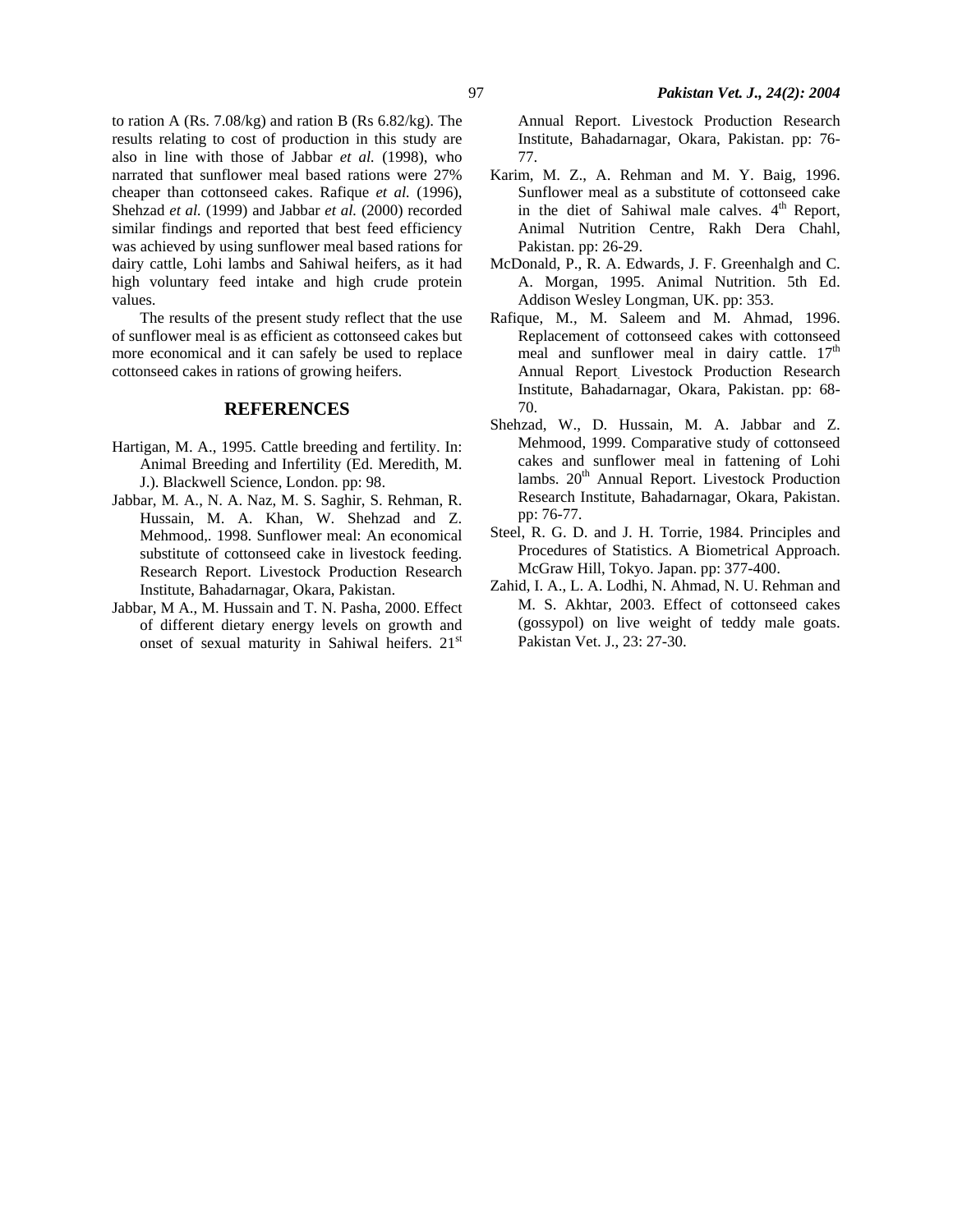to ration A (Rs. 7.08/kg) and ration B (Rs 6.82/kg). The results relating to cost of production in this study are also in line with those of Jabbar *et al.* (1998), who narrated that sunflower meal based rations were 27% cheaper than cottonseed cakes. Rafique *et al.* (1996), Shehzad *et al.* (1999) and Jabbar *et al.* (2000) recorded similar findings and reported that best feed efficiency was achieved by using sunflower meal based rations for dairy cattle, Lohi lambs and Sahiwal heifers, as it had high voluntary feed intake and high crude protein values.

The results of the present study reflect that the use of sunflower meal is as efficient as cottonseed cakes but more economical and it can safely be used to replace cottonseed cakes in rations of growing heifers.

## REFERENCES

Hartigan, M. A., 1995. Cattle breeding and fertility. In: Animal Breeding and Infertility (Ed. Meredith, M. J.). Blackwell Science, London. pp: 98.

Jabbar, M. A., N. A. Naz, M. S. Saghir, S. Rehman, R. Hussain, M. A. Khan, W. Shehzad and Z. Mehmood,. 1998. Sunflower meal: An economical substitute of cottonseed cake in livestock feeding. Research Report. Livestock Production Research Institute, Bahadarnagar, Okara, Pakistan.

Jabbar, M A., M. Hussain and T. N. Pasha, 2000. Effect of different dietary energy levels on growth and onset of sexual maturity in Sahiwal heifers. 21st Annual Report. Livestock Production Research Institute, Bahadarnagar, Okara, Pakistan. pp: 76-77.

Karim, M. Z., A. Rehman and M. Y. Baig, 1996. Sunflower meal as a substitute of cottonseed cake in the diet of Sahiwal male calves. 4th Report, Animal Nutrition Centre, Rakh Dera Chahl, Pakistan. pp: 26-29.

McDonald, P., R. A. Edwards, J. F. Greenhalgh and C. A. Morgan, 1995. Animal Nutrition. 5th Ed. Addison Wesley Longman, UK. pp: 353.

Rafique, M., M. Saleem and M. Ahmad, 1996. Replacement of cottonseed cakes with cottonseed meal and sunflower meal in dairy cattle. 17th Annual Report. Livestock Production Research Institute, Bahadarnagar, Okara, Pakistan. pp: 68-70.

Shehzad, W., D. Hussain, M. A. Jabbar and Z. Mehmood, 1999. Comparative study of cottonseed cakes and sunflower meal in fattening of Lohi lambs. 20th Annual Report. Livestock Production Research Institute, Bahadarnagar, Okara, Pakistan. pp: 76-77.

Steel, R. G. D. and J. H. Torrie, 1984. Principles and Procedures of Statistics. A Biometrical Approach. McGraw Hill, Tokyo. Japan. pp: 377-400.

Zahid, I. A., L. A. Lodhi, N. Ahmad, N. U. Rehman and M. S. Akhtar, 2003. Effect of cottonseed cakes (gossypol) on live weight of teddy male goats. Pakistan Vet. J., 23: 27-30.